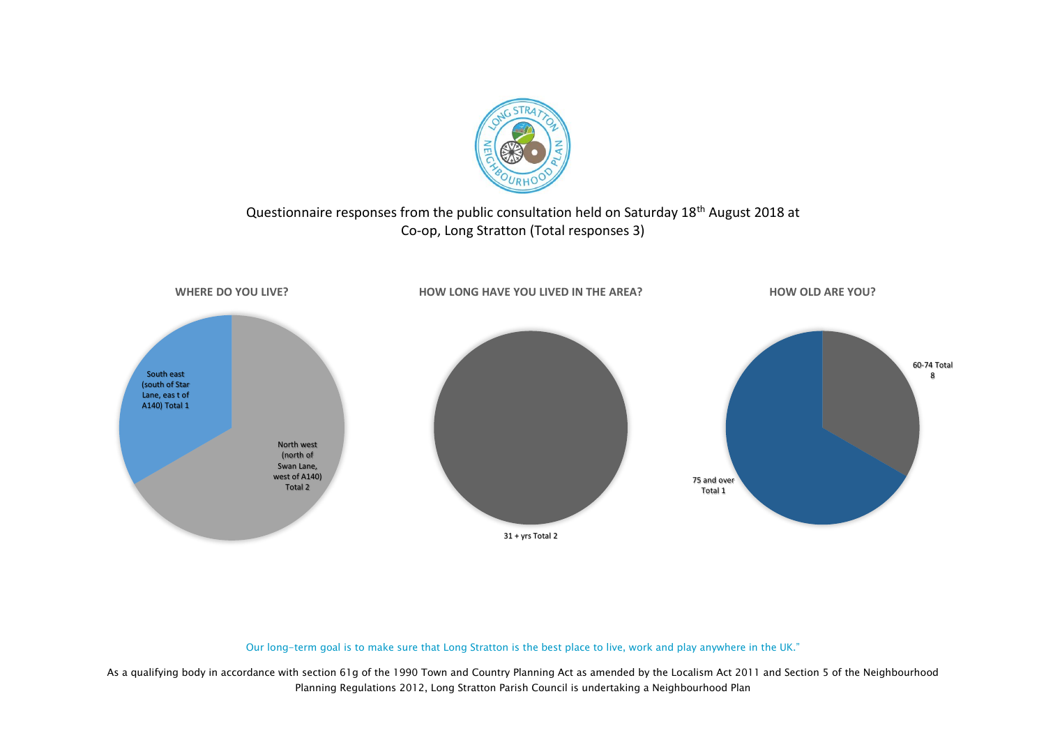Questionnaire responses from the public consultation held on Saturday 18th August 2018 at Co-op, Long Stratton (Total responses 3)

**WHERE DO YOU LIVE?**

South east (south of Star Lane, eas t of A140) Total 1

North west (north of Swan Lane, west of A140) Total 2

**HOW LONG HAVE YOU LIVED IN THE AREA?**

31 + yrs Total 2

**HOW OLD ARE YOU?**

60-74 Total 8

75 and over Total 1

Our long-term goal is to make sure that Long Stratton is the best place to live, work and play anywhere in the UK."

As a qualifying body in accordance with section 61g of the 1990 Town and Country Planning Act as amended by the Localism Act 2011 and Section 5 of the Neighbourhood Planning Regulations 2012, Long Stratton Parish Council is undertaking a Neighbourhood Plan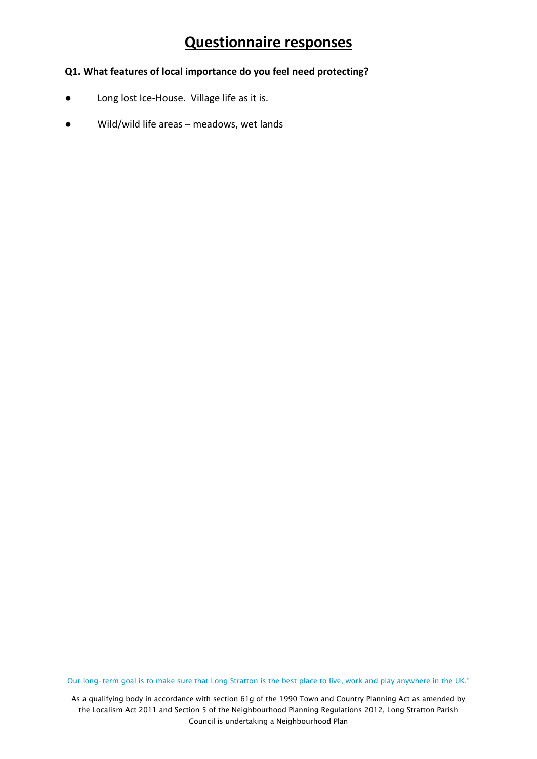# Questionnaire responses

**Q1. What features of local importance do you feel need protecting?**

- Long lost Ice-House. Village life as it is.
- Wild/wild life areas – meadows, wet lands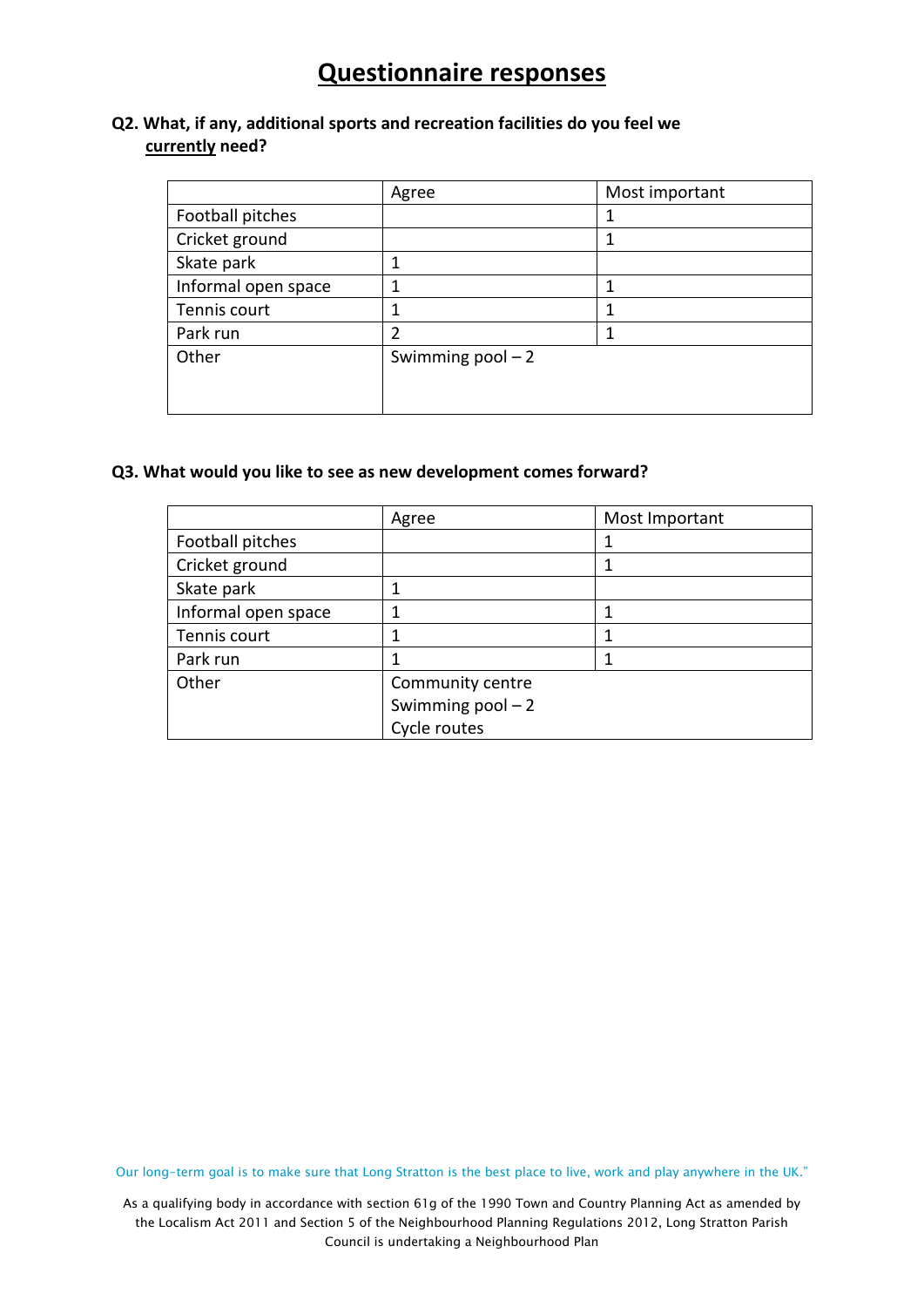# Questionnaire responses

**Q2. What, if any, additional sports and recreation facilities do you feel we currently need?**

| | Agree | Most important |
|---|---|---|
| Football pitches | | 1 |
| Cricket ground | | 1 |
| Skate park | 1 | |
| Informal open space | 1 | 1 |
| Tennis court | 1 | 1 |
| Park run | 2 | 1 |
| Other | Swimming pool – 2 | |

**Q3. What would you like to see as new development comes forward?**

| | Agree | Most Important |
|---|---|---|
| Football pitches | | 1 |
| Cricket ground | | 1 |
| Skate park | 1 | |
| Informal open space | 1 | 1 |
| Tennis court | 1 | 1 |
| Park run | 1 | 1 |
| Other | Community centre<br>Swimming pool – 2<br>Cycle routes | |

Our long-term goal is to make sure that Long Stratton is the best place to live, work and play anywhere in the UK."

As a qualifying body in accordance with section 61g of the 1990 Town and Country Planning Act as amended by the Localism Act 2011 and Section 5 of the Neighbourhood Planning Regulations 2012, Long Stratton Parish Council is undertaking a Neighbourhood Plan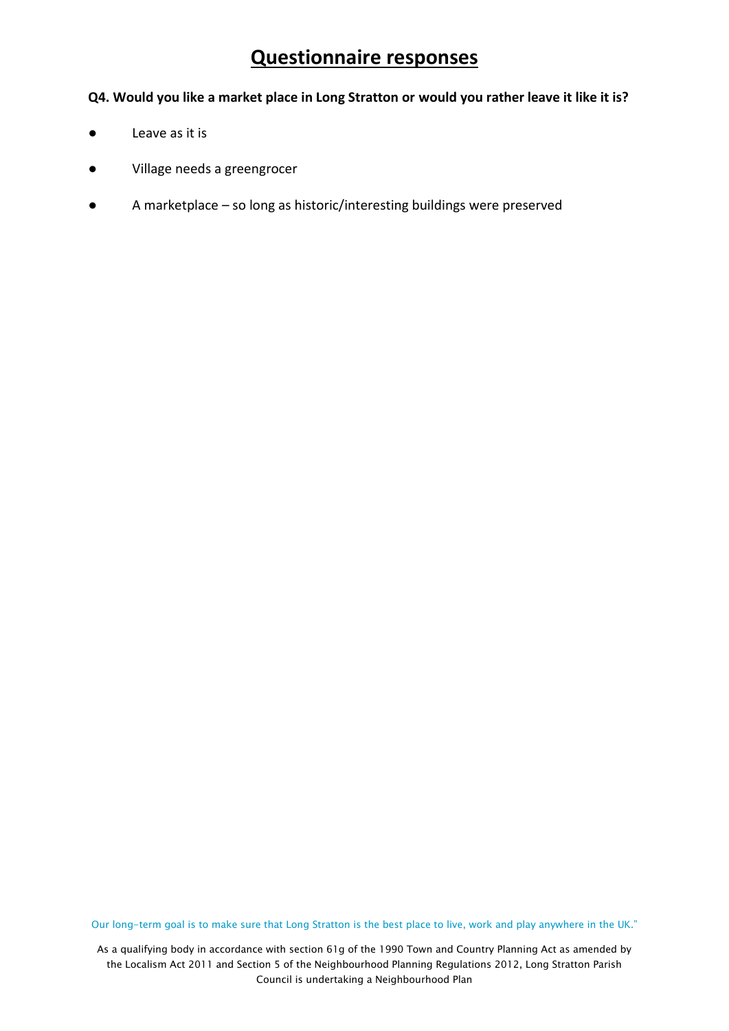# Questionnaire responses

**Q4. Would you like a market place in Long Stratton or would you rather leave it like it is?**

- Leave as it is
- Village needs a greengrocer
- A marketplace – so long as historic/interesting buildings were preserved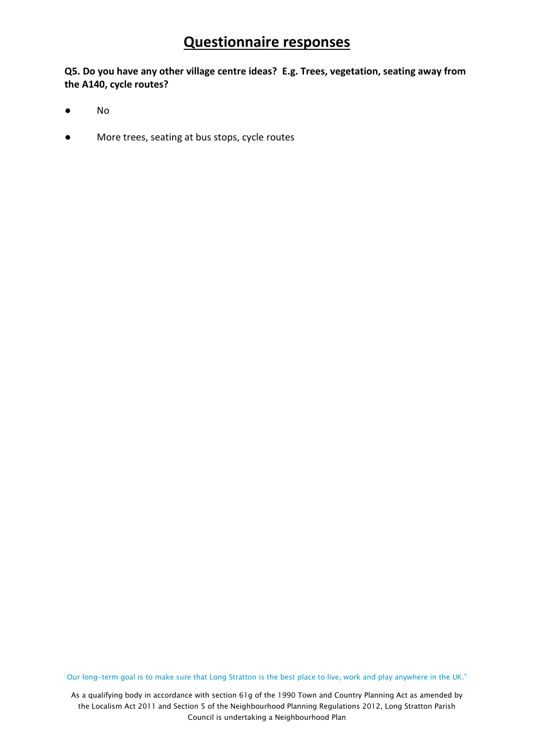# Questionnaire responses

**Q5. Do you have any other village centre ideas? E.g. Trees, vegetation, seating away from the A140, cycle routes?**

- No
- More trees, seating at bus stops, cycle routes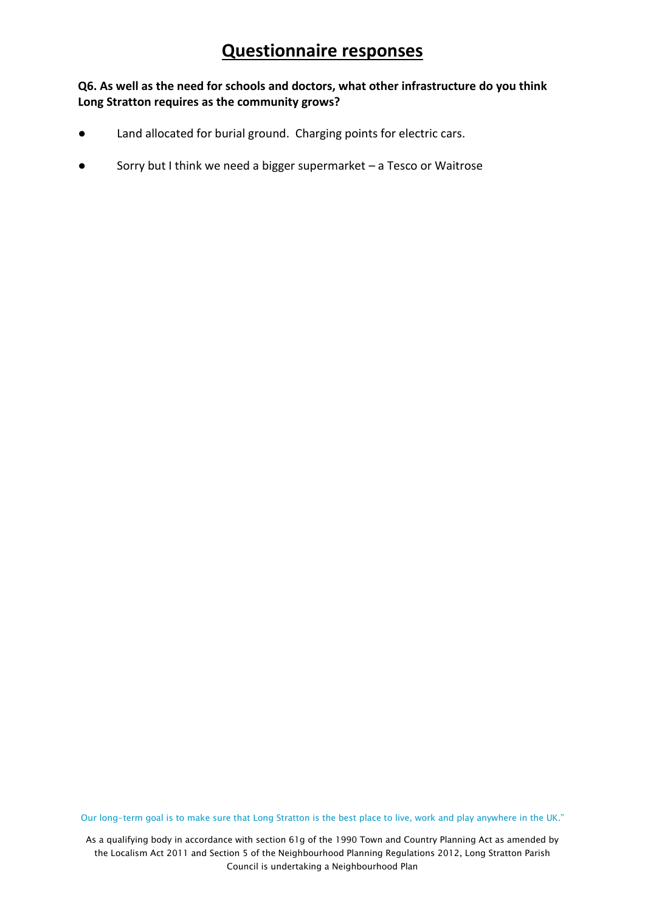# Questionnaire responses

**Q6. As well as the need for schools and doctors, what other infrastructure do you think Long Stratton requires as the community grows?**

- Land allocated for burial ground. Charging points for electric cars.
- Sorry but I think we need a bigger supermarket – a Tesco or Waitrose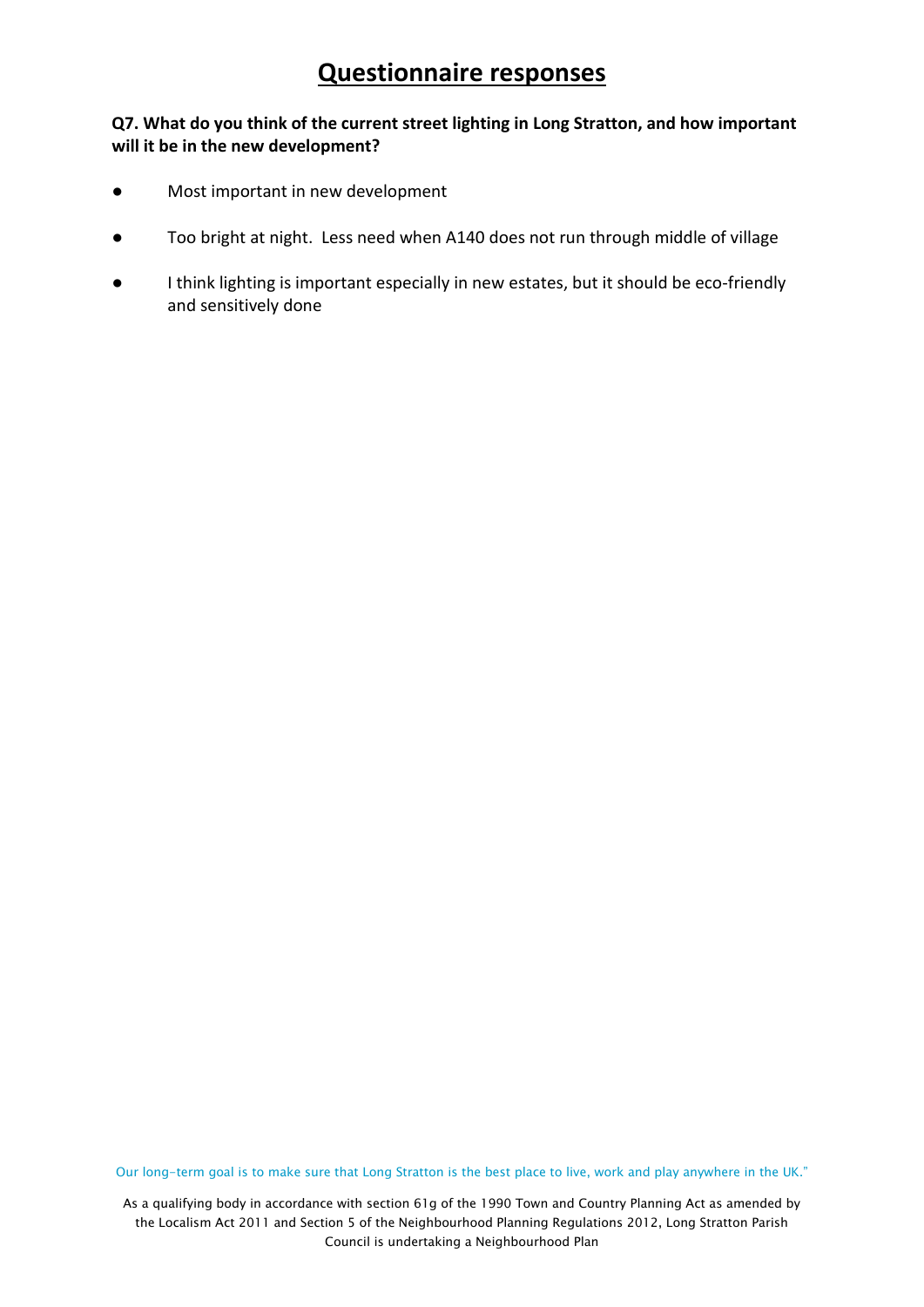# Questionnaire responses

**Q7. What do you think of the current street lighting in Long Stratton, and how important will it be in the new development?**

- Most important in new development
- Too bright at night.  Less need when A140 does not run through middle of village
- I think lighting is important especially in new estates, but it should be eco-friendly and sensitively done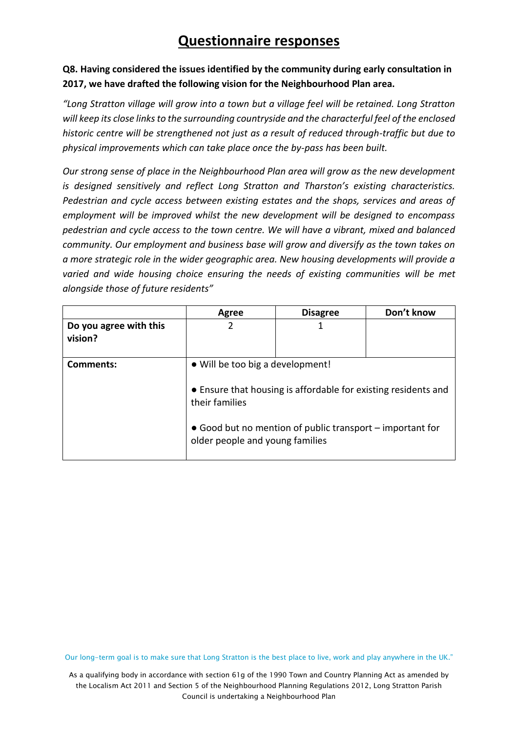# Questionnaire responses

**Q8. Having considered the issues identified by the community during early consultation in 2017, we have drafted the following vision for the Neighbourhood Plan area.**

*"Long Stratton village will grow into a town but a village feel will be retained. Long Stratton will keep its close links to the surrounding countryside and the characterful feel of the enclosed historic centre will be strengthened not just as a result of reduced through-traffic but due to physical improvements which can take place once the by-pass has been built.*

*Our strong sense of place in the Neighbourhood Plan area will grow as the new development is designed sensitively and reflect Long Stratton and Tharston's existing characteristics. Pedestrian and cycle access between existing estates and the shops, services and areas of employment will be improved whilst the new development will be designed to encompass pedestrian and cycle access to the town centre. We will have a vibrant, mixed and balanced community. Our employment and business base will grow and diversify as the town takes on a more strategic role in the wider geographic area. New housing developments will provide a varied and wide housing choice ensuring the needs of existing communities will be met alongside those of future residents"*

| | Agree | Disagree | Don't know |
|---|---|---|---|
| **Do you agree with this vision?** | 2 | 1 | |
| **Comments:** | • Will be too big a development!<br><br>• Ensure that housing is affordable for existing residents and their families<br><br>• Good but no mention of public transport – important for older people and young families | | |

Our long-term goal is to make sure that Long Stratton is the best place to live, work and play anywhere in the UK."

As a qualifying body in accordance with section 61g of the 1990 Town and Country Planning Act as amended by the Localism Act 2011 and Section 5 of the Neighbourhood Planning Regulations 2012, Long Stratton Parish Council is undertaking a Neighbourhood Plan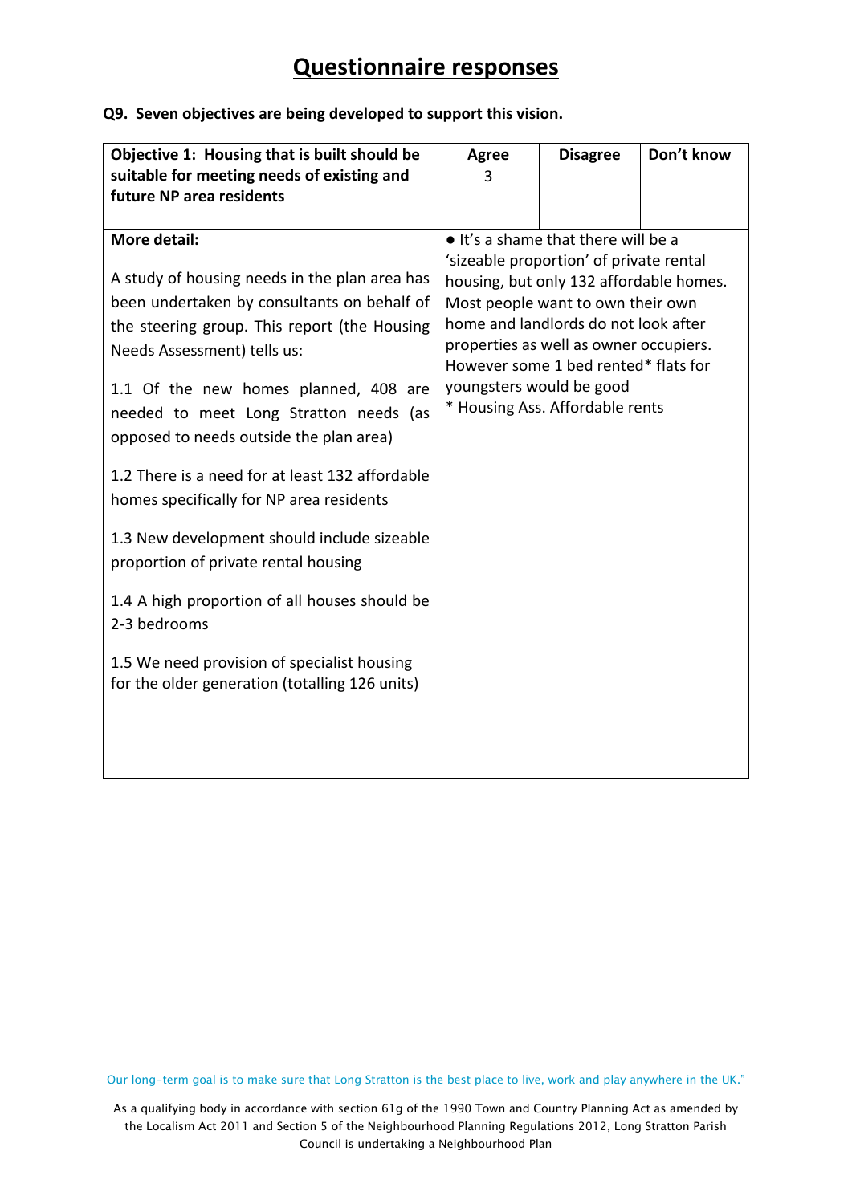# Questionnaire responses

**Q9. Seven objectives are being developed to support this vision.**

| **Objective 1: Housing that is built should be suitable for meeting needs of existing and future NP area residents** | **Agree** | **Disagree** | **Don't know** |
|---|---|---|---|
| | 3 | | |
| **More detail:**<br><br>A study of housing needs in the plan area has been undertaken by consultants on behalf of the steering group. This report (the Housing Needs Assessment) tells us:<br><br>1.1 Of the new homes planned, 408 are needed to meet Long Stratton needs (as opposed to needs outside the plan area)<br><br>1.2 There is a need for at least 132 affordable homes specifically for NP area residents<br><br>1.3 New development should include sizeable proportion of private rental housing<br><br>1.4 A high proportion of all houses should be 2-3 bedrooms<br><br>1.5 We need provision of specialist housing for the older generation (totalling 126 units) | ● It's a shame that there will be a 'sizeable proportion' of private rental housing, but only 132 affordable homes. Most people want to own their own home and landlords do not look after properties as well as owner occupiers. However some 1 bed rented* flats for youngsters would be good<br>* Housing Ass. Affordable rents | | |

Our long-term goal is to make sure that Long Stratton is the best place to live, work and play anywhere in the UK."

As a qualifying body in accordance with section 61g of the 1990 Town and Country Planning Act as amended by the Localism Act 2011 and Section 5 of the Neighbourhood Planning Regulations 2012, Long Stratton Parish Council is undertaking a Neighbourhood Plan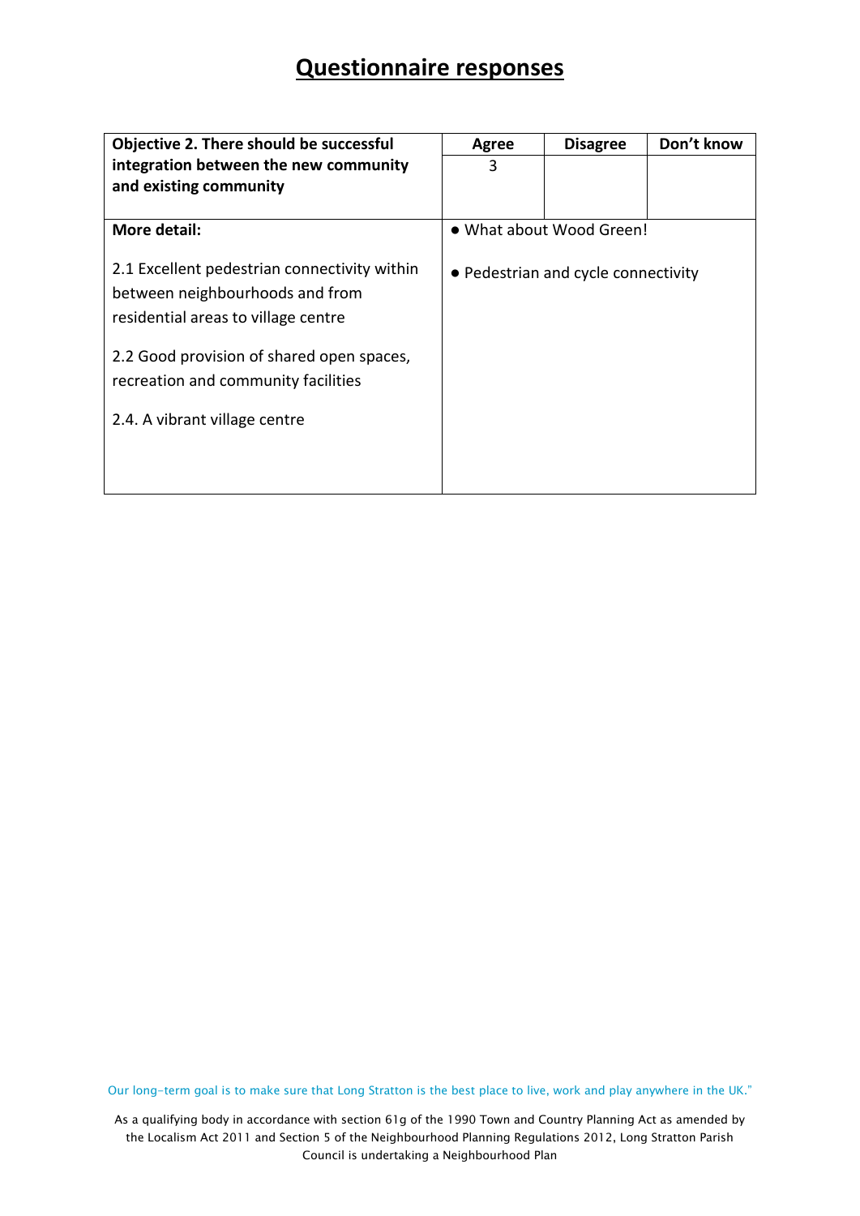# Questionnaire responses

| Objective 2. There should be successful integration between the new community and existing community | Agree | Disagree | Don't know |
|---|---|---|---|
| | 3 | | |
| **More detail:**<br><br>2.1 Excellent pedestrian connectivity within between neighbourhoods and from residential areas to village centre<br><br>2.2 Good provision of shared open spaces, recreation and community facilities<br><br>2.4. A vibrant village centre | • What about Wood Green!<br><br>• Pedestrian and cycle connectivity | | |

Our long-term goal is to make sure that Long Stratton is the best place to live, work and play anywhere in the UK."

As a qualifying body in accordance with section 61g of the 1990 Town and Country Planning Act as amended by the Localism Act 2011 and Section 5 of the Neighbourhood Planning Regulations 2012, Long Stratton Parish Council is undertaking a Neighbourhood Plan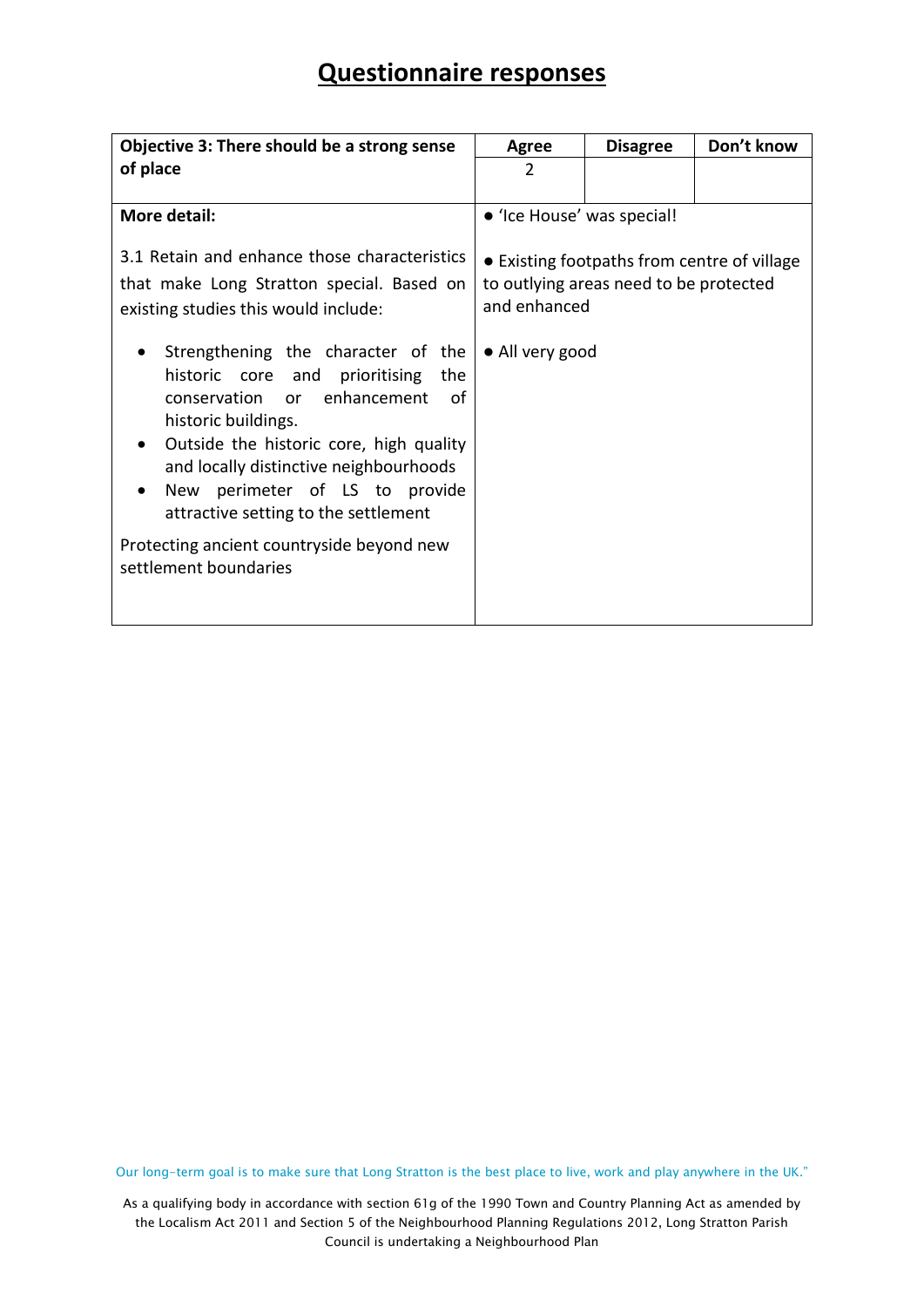# Questionnaire responses

| Objective 3: There should be a strong sense of place | Agree | Disagree | Don't know |
|---|---|---|---|
| | 2 | | |
| **More detail:**<br><br>3.1 Retain and enhance those characteristics that make Long Stratton special. Based on existing studies this would include:<br><br>• Strengthening the character of the historic core and prioritising the conservation or enhancement of historic buildings.<br>• Outside the historic core, high quality and locally distinctive neighbourhoods<br>• New perimeter of LS to provide attractive setting to the settlement<br><br>Protecting ancient countryside beyond new settlement boundaries | ● 'Ice House' was special!<br><br>● Existing footpaths from centre of village to outlying areas need to be protected and enhanced<br><br>● All very good | | |

Our long-term goal is to make sure that Long Stratton is the best place to live, work and play anywhere in the UK."

As a qualifying body in accordance with section 61g of the 1990 Town and Country Planning Act as amended by the Localism Act 2011 and Section 5 of the Neighbourhood Planning Regulations 2012, Long Stratton Parish Council is undertaking a Neighbourhood Plan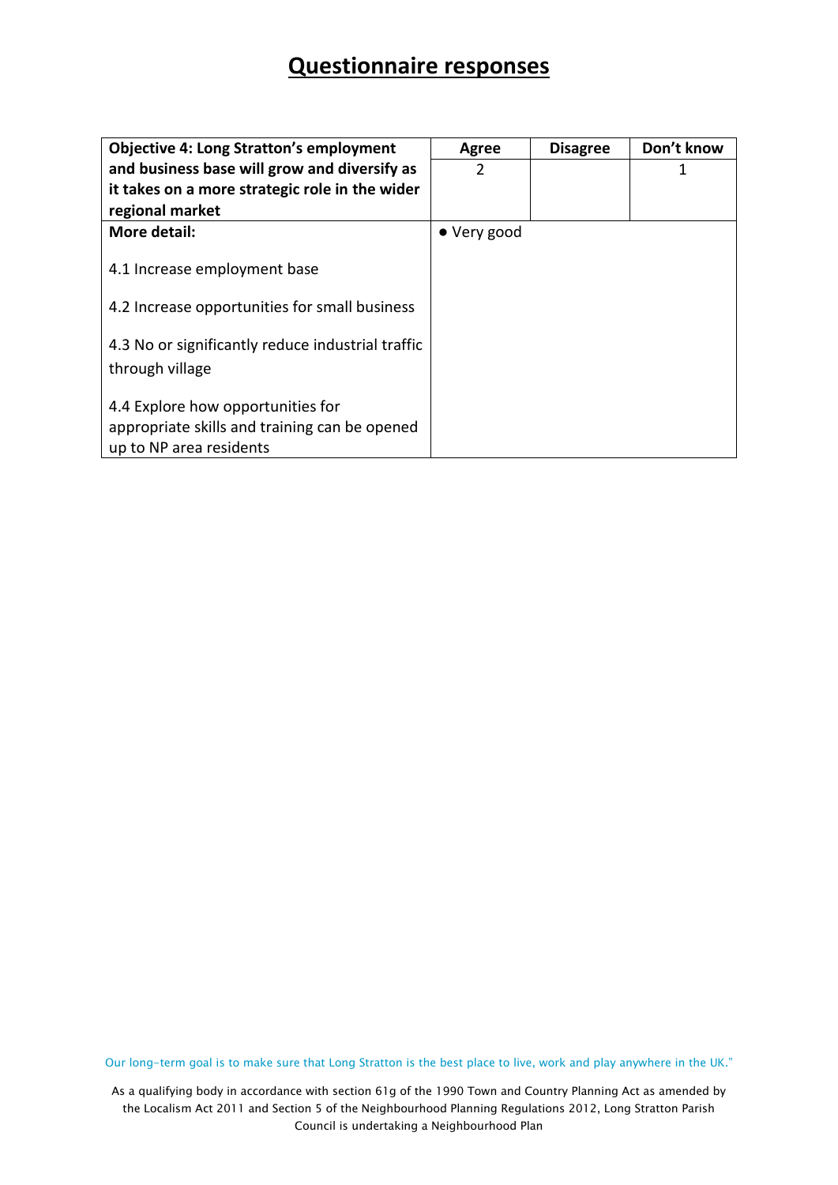# Questionnaire responses

| Objective 4: Long Stratton's employment and business base will grow and diversify as it takes on a more strategic role in the wider regional market | Agree | Disagree | Don't know |
|---|---|---|---|
| | 2 | | 1 |
| **More detail:**<br><br>4.1 Increase employment base<br><br>4.2 Increase opportunities for small business<br><br>4.3 No or significantly reduce industrial traffic through village<br><br>4.4 Explore how opportunities for appropriate skills and training can be opened up to NP area residents | • Very good | | |

Our long-term goal is to make sure that Long Stratton is the best place to live, work and play anywhere in the UK."

As a qualifying body in accordance with section 61g of the 1990 Town and Country Planning Act as amended by the Localism Act 2011 and Section 5 of the Neighbourhood Planning Regulations 2012, Long Stratton Parish Council is undertaking a Neighbourhood Plan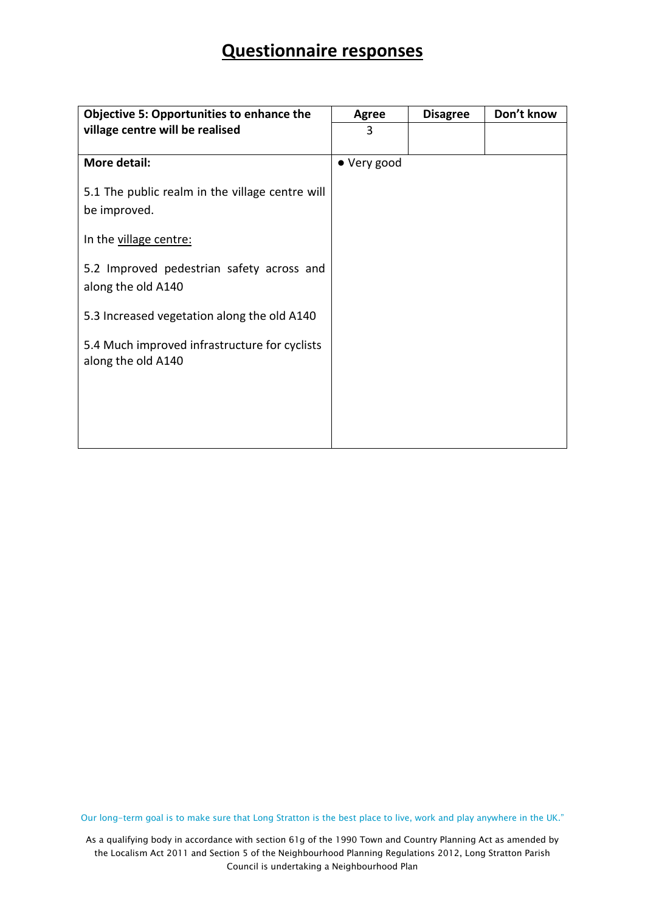# Questionnaire responses

| Objective 5: Opportunities to enhance the village centre will be realised | Agree | Disagree | Don't know |
|---|---|---|---|
| | 3 | | |
| **More detail:**<br><br>5.1 The public realm in the village centre will be improved.<br><br>In the village centre:<br><br>5.2 Improved pedestrian safety across and along the old A140<br><br>5.3 Increased vegetation along the old A140<br><br>5.4 Much improved infrastructure for cyclists along the old A140 | • Very good | | |

Our long-term goal is to make sure that Long Stratton is the best place to live, work and play anywhere in the UK."

As a qualifying body in accordance with section 61g of the 1990 Town and Country Planning Act as amended by the Localism Act 2011 and Section 5 of the Neighbourhood Planning Regulations 2012, Long Stratton Parish Council is undertaking a Neighbourhood Plan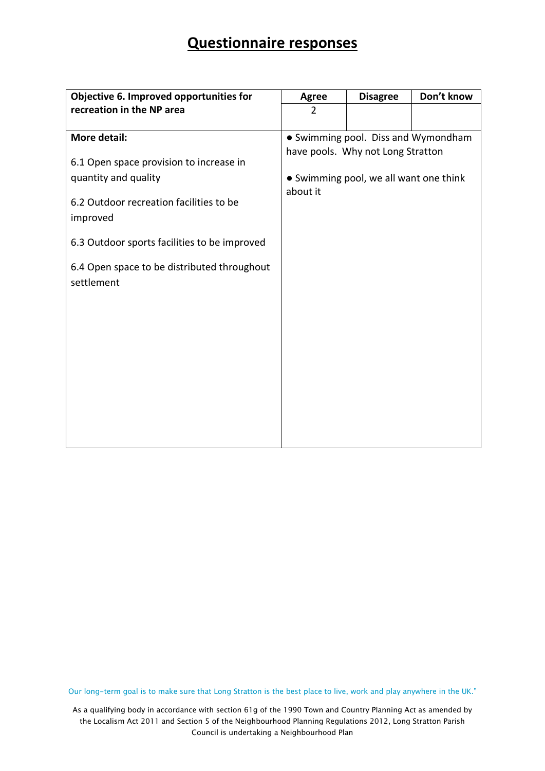# Questionnaire responses

| Objective 6. Improved opportunities for recreation in the NP area | Agree | Disagree | Don't know |
|---|---|---|---|
| | 2 | | |
| **More detail:**<br><br>6.1 Open space provision to increase in quantity and quality<br><br>6.2 Outdoor recreation facilities to be improved<br><br>6.3 Outdoor sports facilities to be improved<br><br>6.4 Open space to be distributed throughout settlement | ● Swimming pool. Diss and Wymondham have pools. Why not Long Stratton<br><br>● Swimming pool, we all want one think about it | | |

Our long-term goal is to make sure that Long Stratton is the best place to live, work and play anywhere in the UK."

As a qualifying body in accordance with section 61g of the 1990 Town and Country Planning Act as amended by the Localism Act 2011 and Section 5 of the Neighbourhood Planning Regulations 2012, Long Stratton Parish Council is undertaking a Neighbourhood Plan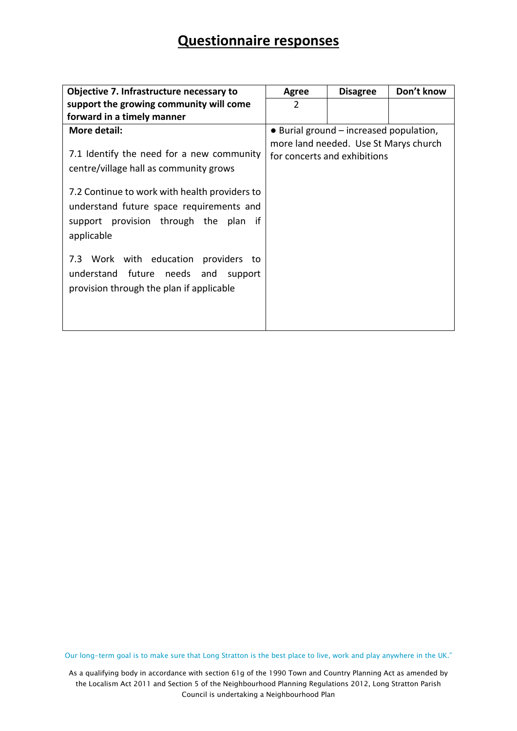# Questionnaire responses

| Objective 7. Infrastructure necessary to support the growing community will come forward in a timely manner | Agree | Disagree | Don't know |
| --- | --- | --- | --- |
| | 2 | | |
| **More detail:**<br><br>7.1 Identify the need for a new community centre/village hall as community grows<br><br>7.2 Continue to work with health providers to understand future space requirements and support provision through the plan if applicable<br><br>7.3 Work with education providers to understand future needs and support provision through the plan if applicable | • Burial ground – increased population, more land needed. Use St Marys church for concerts and exhibitions | | |

Our long-term goal is to make sure that Long Stratton is the best place to live, work and play anywhere in the UK."

As a qualifying body in accordance with section 61g of the 1990 Town and Country Planning Act as amended by the Localism Act 2011 and Section 5 of the Neighbourhood Planning Regulations 2012, Long Stratton Parish Council is undertaking a Neighbourhood Plan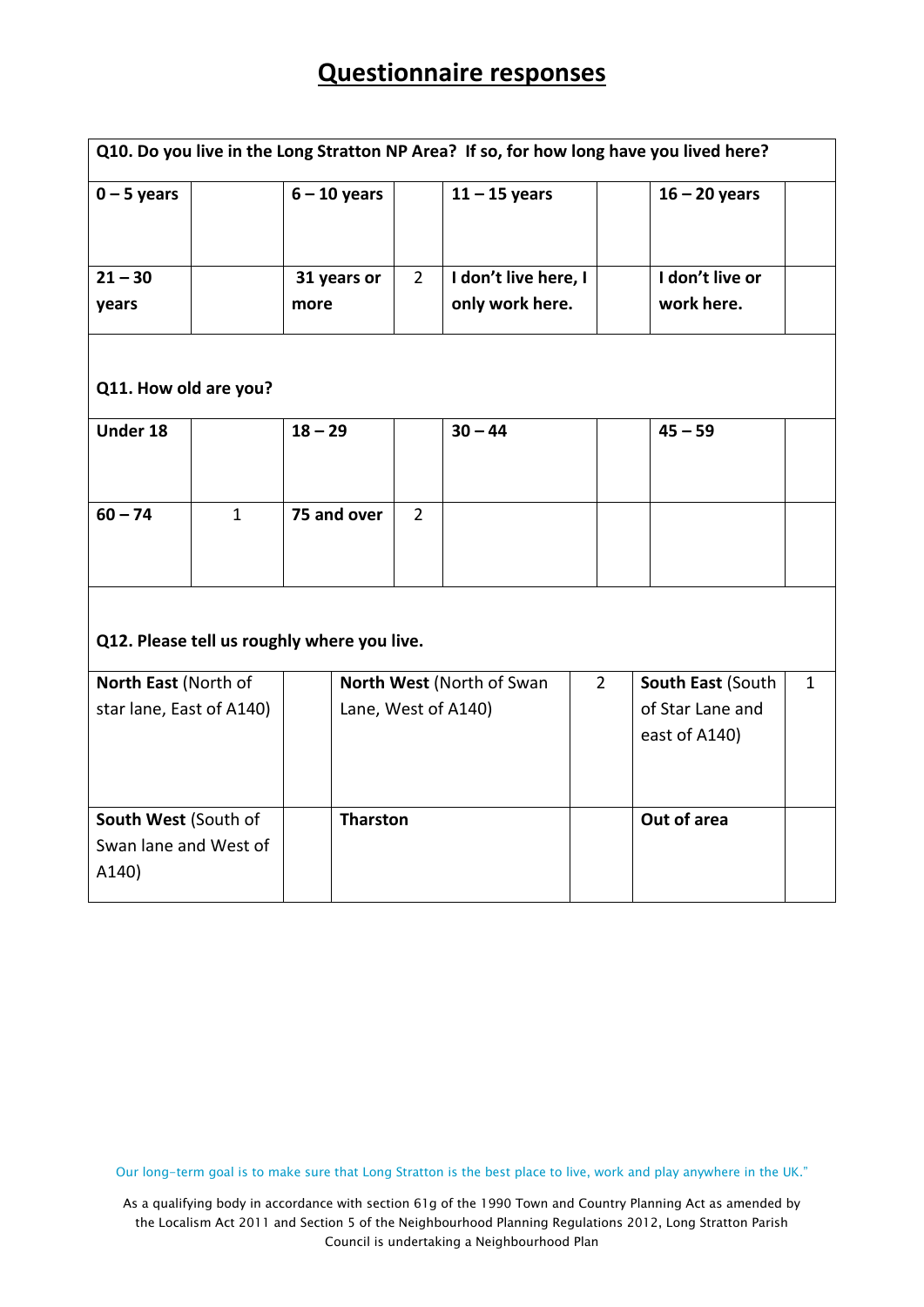# Questionnaire responses

| Q10. Do you live in the Long Stratton NP Area? If so, for how long have you lived here? | | | | | | | |
|---|---|---|---|---|---|---|---|
| **0 – 5 years** | | **6 – 10 years** | | **11 – 15 years** | | **16 – 20 years** | |
| **21 – 30 years** | | **31 years or more** | 2 | **I don't live here, I only work here.** | | **I don't live or work here.** | |

**Q11. How old are you?**

| | | | | | | | |
|---|---|---|---|---|---|---|---|
| **Under 18** | | **18 – 29** | | **30 – 44** | | **45 – 59** | |
| **60 – 74** | 1 | **75 and over** | 2 | | | | |

**Q12. Please tell us roughly where you live.**

| | | | | | |
|---|---|---|---|---|---|
| **North East** (North of star lane, East of A140) | | **North West** (North of Swan Lane, West of A140) | 2 | **South East** (South of Star Lane and east of A140) | 1 |
| **South West** (South of Swan lane and West of A140) | | **Tharston** | | **Out of area** | |

Our long-term goal is to make sure that Long Stratton is the best place to live, work and play anywhere in the UK."

As a qualifying body in accordance with section 61g of the 1990 Town and Country Planning Act as amended by the Localism Act 2011 and Section 5 of the Neighbourhood Planning Regulations 2012, Long Stratton Parish Council is undertaking a Neighbourhood Plan